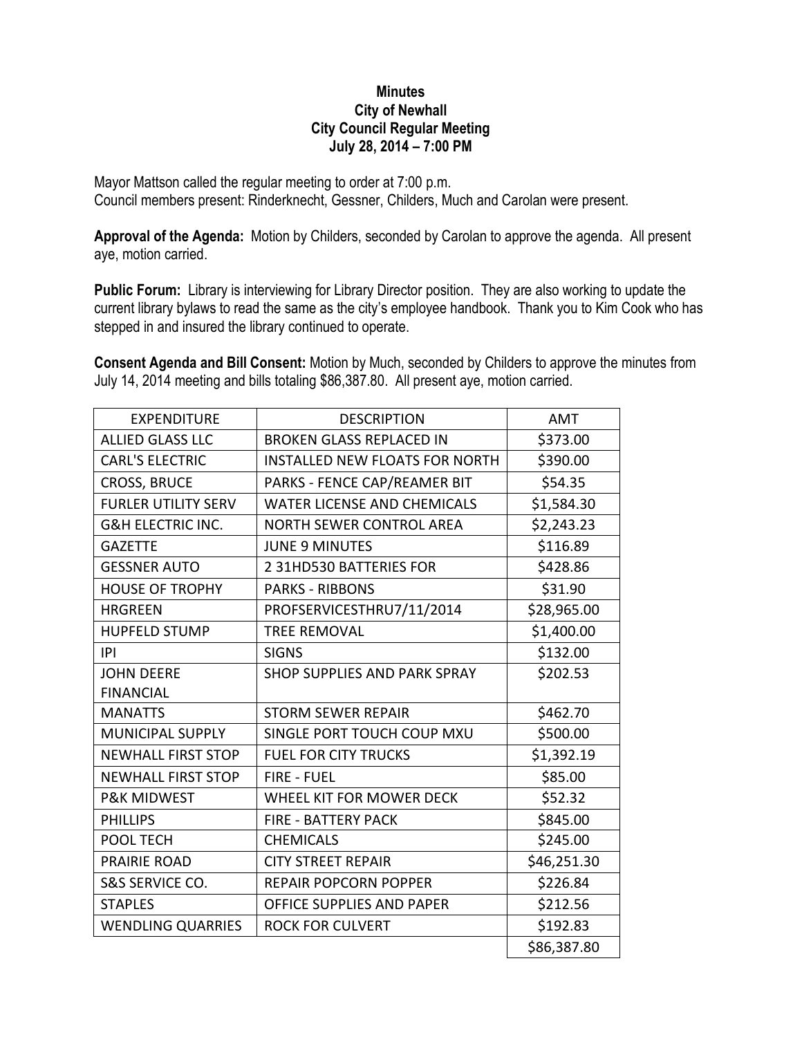# Minutes
## City of Newhall
## City Council Regular Meeting
## July 28, 2014 – 7:00 PM

Mayor Mattson called the regular meeting to order at 7:00 p.m.
Council members present: Rinderknecht, Gessner, Childers, Much and Carolan were present.

**Approval of the Agenda:** Motion by Childers, seconded by Carolan to approve the agenda. All present aye, motion carried.

**Public Forum:** Library is interviewing for Library Director position. They are also working to update the current library bylaws to read the same as the city's employee handbook. Thank you to Kim Cook who has stepped in and insured the library continued to operate.

**Consent Agenda and Bill Consent:** Motion by Much, seconded by Childers to approve the minutes from July 14, 2014 meeting and bills totaling $86,387.80. All present aye, motion carried.

| EXPENDITURE | DESCRIPTION | AMT |
|---|---|---|
| ALLIED GLASS LLC | BROKEN GLASS REPLACED IN | $373.00 |
| CARL'S ELECTRIC | INSTALLED NEW FLOATS FOR NORTH | $390.00 |
| CROSS, BRUCE | PARKS - FENCE CAP/REAMER BIT | $54.35 |
| FURLER UTILITY SERV | WATER LICENSE AND CHEMICALS | $1,584.30 |
| G&H ELECTRIC INC. | NORTH SEWER CONTROL AREA | $2,243.23 |
| GAZETTE | JUNE 9 MINUTES | $116.89 |
| GESSNER AUTO | 2 31HD530 BATTERIES FOR | $428.86 |
| HOUSE OF TROPHY | PARKS - RIBBONS | $31.90 |
| HRGREEN | PROFSERVICESTHRU7/11/2014 | $28,965.00 |
| HUPFELD STUMP | TREE REMOVAL | $1,400.00 |
| IPI | SIGNS | $132.00 |
| JOHN DEERE FINANCIAL | SHOP SUPPLIES AND PARK SPRAY | $202.53 |
| MANATTS | STORM SEWER REPAIR | $462.70 |
| MUNICIPAL SUPPLY | SINGLE PORT TOUCH COUP MXU | $500.00 |
| NEWHALL FIRST STOP | FUEL FOR CITY TRUCKS | $1,392.19 |
| NEWHALL FIRST STOP | FIRE - FUEL | $85.00 |
| P&K MIDWEST | WHEEL KIT FOR MOWER DECK | $52.32 |
| PHILLIPS | FIRE - BATTERY PACK | $845.00 |
| POOL TECH | CHEMICALS | $245.00 |
| PRAIRIE ROAD | CITY STREET REPAIR | $46,251.30 |
| S&S SERVICE CO. | REPAIR POPCORN POPPER | $226.84 |
| STAPLES | OFFICE SUPPLIES AND PAPER | $212.56 |
| WENDLING QUARRIES | ROCK FOR CULVERT | $192.83 |
| | | $86,387.80 |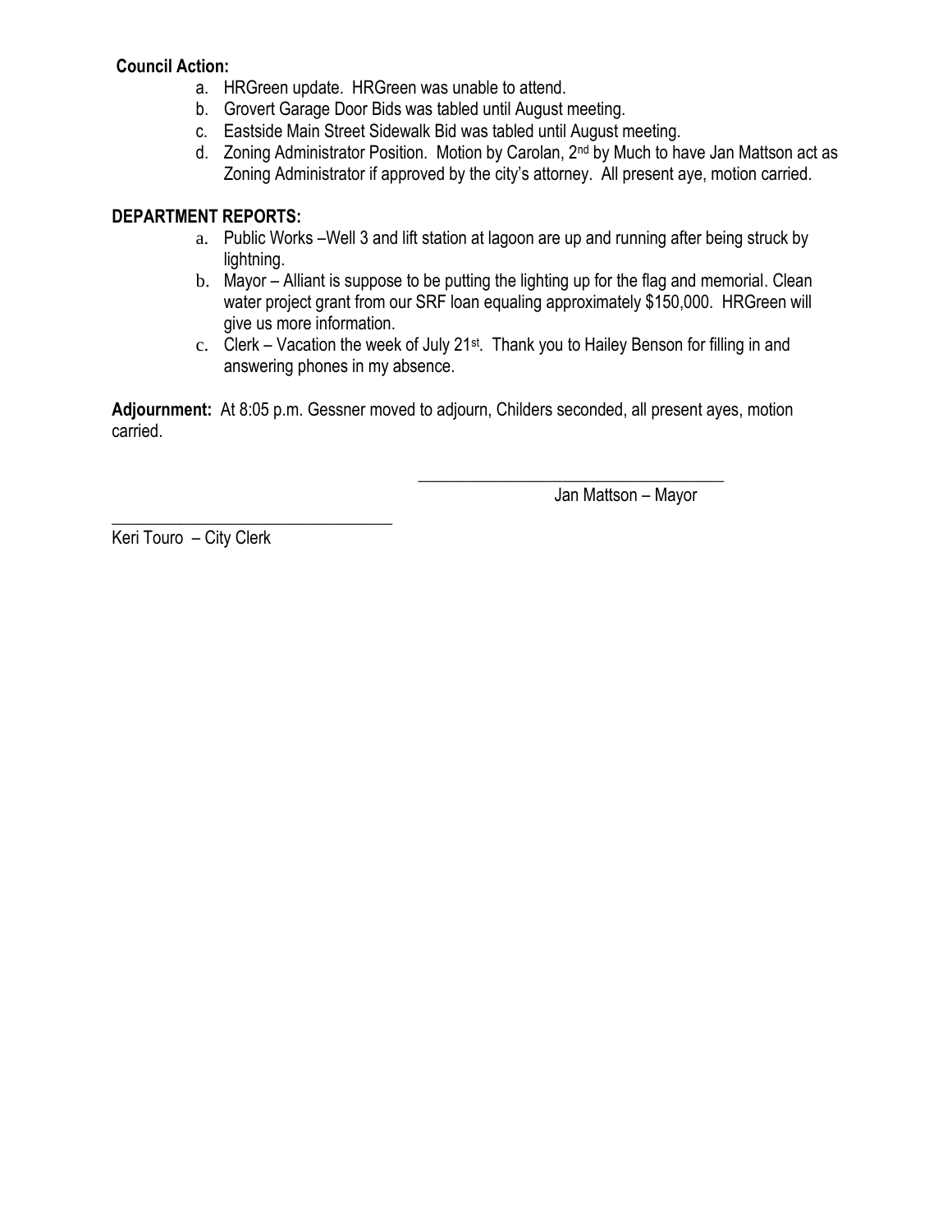**Council Action:**

a. HRGreen update. HRGreen was unable to attend.
b. Grovert Garage Door Bids was tabled until August meeting.
c. Eastside Main Street Sidewalk Bid was tabled until August meeting.
d. Zoning Administrator Position. Motion by Carolan, 2nd by Much to have Jan Mattson act as Zoning Administrator if approved by the city's attorney. All present aye, motion carried.

**DEPARTMENT REPORTS:**

a. Public Works –Well 3 and lift station at lagoon are up and running after being struck by lightning.
b. Mayor – Alliant is suppose to be putting the lighting up for the flag and memorial. Clean water project grant from our SRF loan equaling approximately $150,000. HRGreen will give us more information.
c. Clerk – Vacation the week of July 21st. Thank you to Hailey Benson for filling in and answering phones in my absence.

**Adjournment:** At 8:05 p.m. Gessner moved to adjourn, Childers seconded, all present ayes, motion carried.

\_\_\_\_\_\_\_\_\_\_\_\_\_\_\_\_\_\_\_\_\_\_\_\_\_\_\_\_\_\_\_\_\_\_\_\_

Jan Mattson – Mayor

\_\_\_\_\_\_\_\_\_\_\_\_\_\_\_\_\_\_\_\_\_\_\_\_\_\_\_\_\_\_\_\_\_\_\_\_

Keri Touro – City Clerk